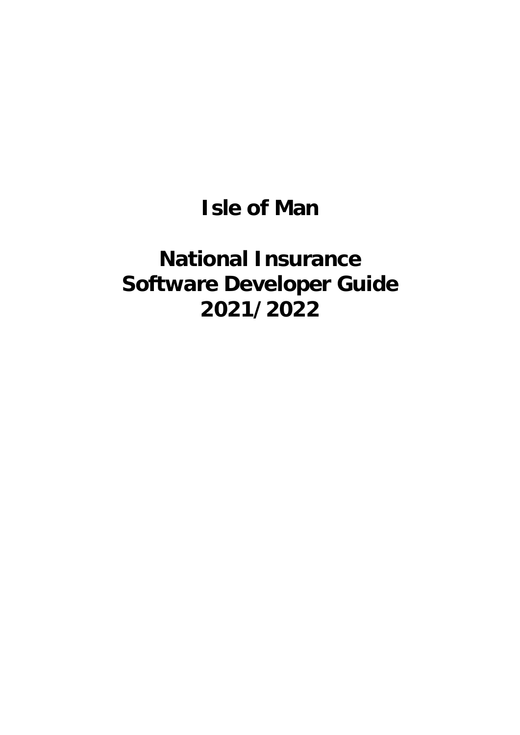# Isle of Man

# National Insurance Software Developer Guide 2021/2022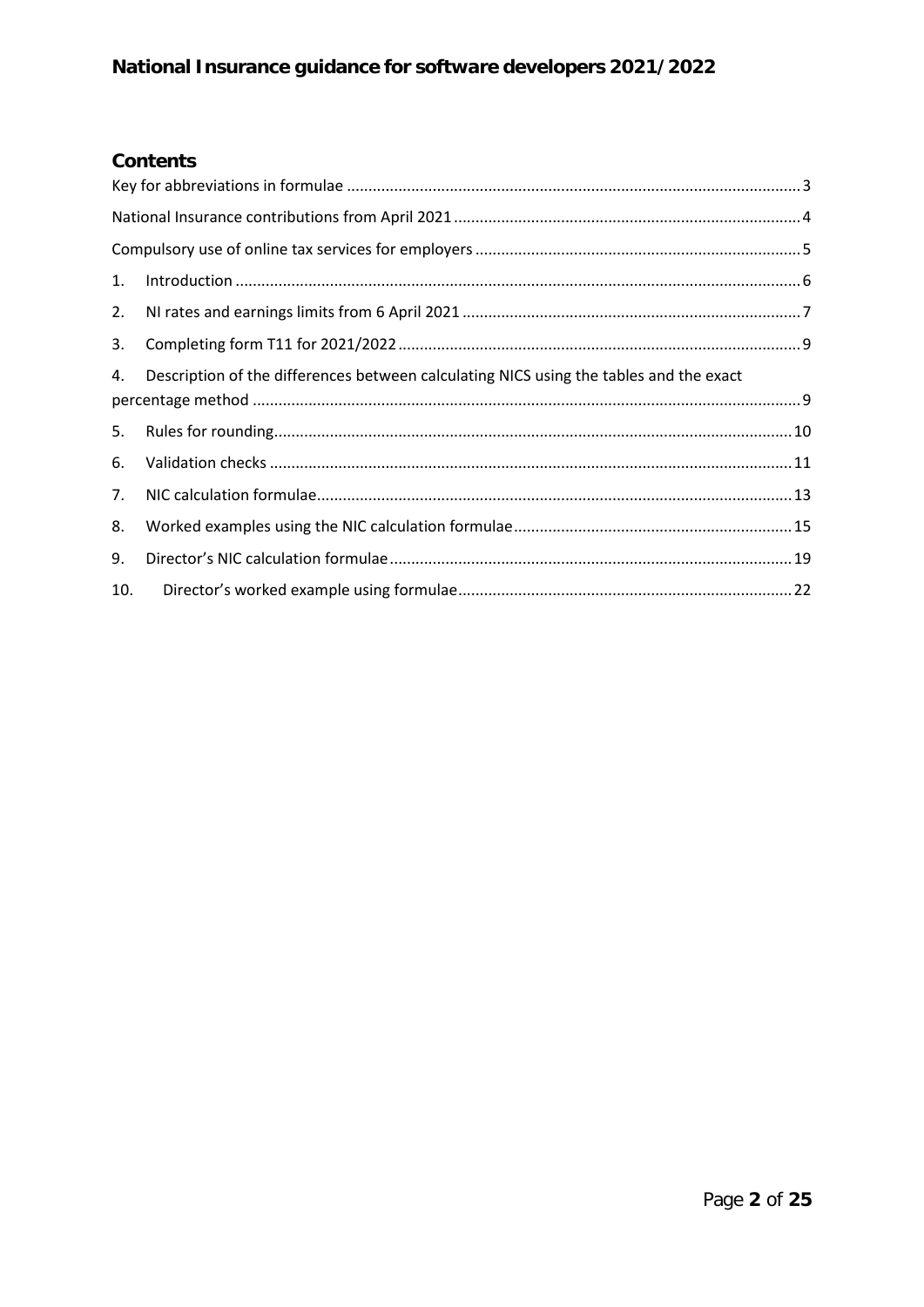## Contents

Key for abbreviations in formulae ..... 3

National Insurance contributions from April 2021 ..... 4

Compulsory use of online tax services for employers ..... 5

1. Introduction ..... 6
2. NI rates and earnings limits from 6 April 2021 ..... 7
3. Completing form T11 for 2021/2022 ..... 9
4. Description of the differences between calculating NICS using the tables and the exact percentage method ..... 9
5. Rules for rounding ..... 10
6. Validation checks ..... 11
7. NIC calculation formulae ..... 13
8. Worked examples using the NIC calculation formulae ..... 15
9. Director's NIC calculation formulae ..... 19
10. Director's worked example using formulae ..... 22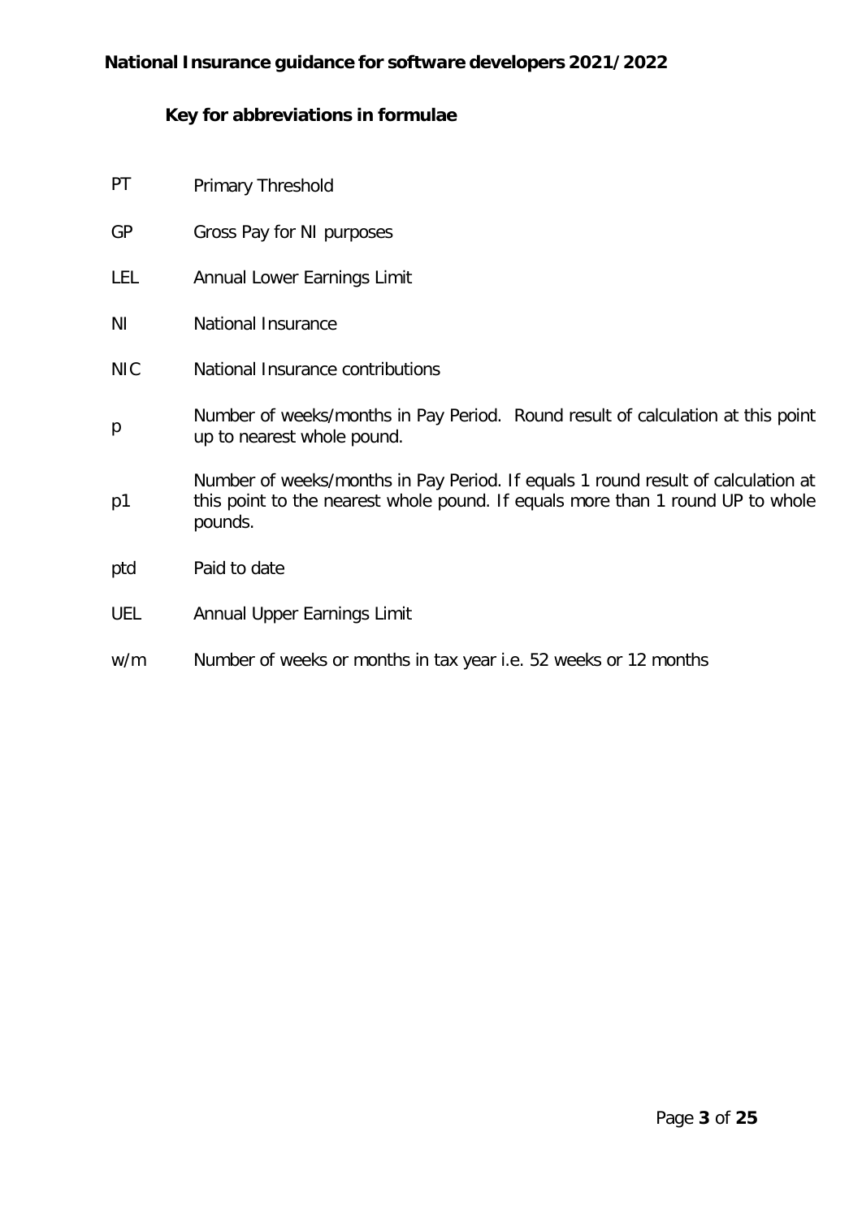# National Insurance guidance for software developers 2021/2022

## Key for abbreviations in formulae

| | |
|---|---|
| PT | Primary Threshold |
| GP | Gross Pay for NI purposes |
| LEL | Annual Lower Earnings Limit |
| NI | National Insurance |
| NIC | National Insurance contributions |
| p | Number of weeks/months in Pay Period. Round result of calculation at this point up to nearest whole pound. |
| p1 | Number of weeks/months in Pay Period. If equals 1 round result of calculation at this point to the nearest whole pound. If equals more than 1 round UP to whole pounds. |
| ptd | Paid to date |
| UEL | Annual Upper Earnings Limit |
| w/m | Number of weeks or months in tax year i.e. 52 weeks or 12 months |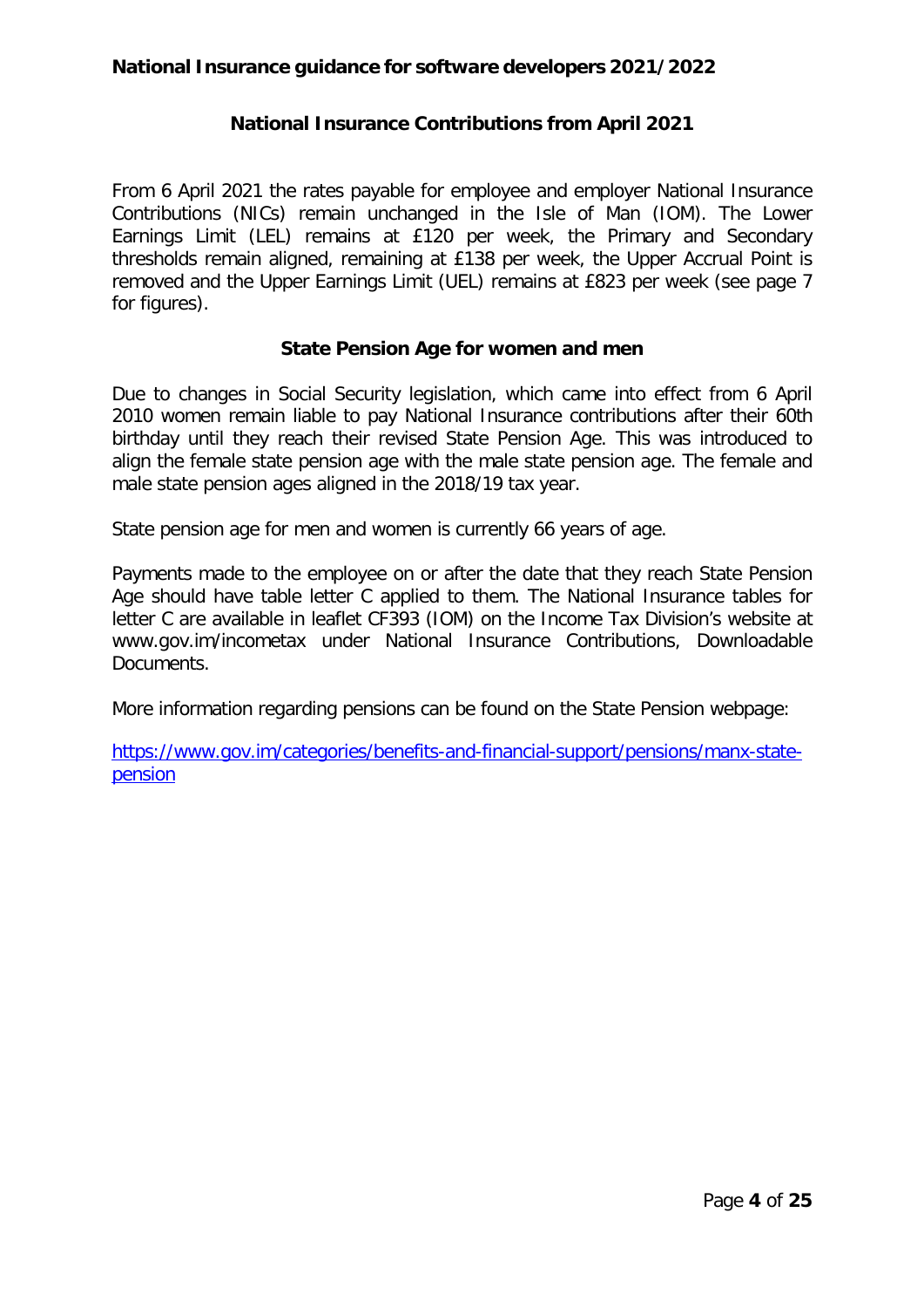## National Insurance Contributions from April 2021

From 6 April 2021 the rates payable for employee and employer National Insurance Contributions (NICs) remain unchanged in the Isle of Man (IOM). The Lower Earnings Limit (LEL) remains at £120 per week, the Primary and Secondary thresholds remain aligned, remaining at £138 per week, the Upper Accrual Point is removed and the Upper Earnings Limit (UEL) remains at £823 per week (see page 7 for figures).

## State Pension Age for women and men

Due to changes in Social Security legislation, which came into effect from 6 April 2010 women remain liable to pay National Insurance contributions after their 60th birthday until they reach their revised State Pension Age. This was introduced to align the female state pension age with the male state pension age. The female and male state pension ages aligned in the 2018/19 tax year.

State pension age for men and women is currently 66 years of age.

Payments made to the employee on or after the date that they reach State Pension Age should have table letter C applied to them. The National Insurance tables for letter C are available in leaflet CF393 (IOM) on the Income Tax Division's website at www.gov.im/incometax under National Insurance Contributions, Downloadable Documents.

More information regarding pensions can be found on the State Pension webpage:

[https://www.gov.im/categories/benefits-and-financial-support/pensions/manx-state-pension](https://www.gov.im/categories/benefits-and-financial-support/pensions/manx-state-pension)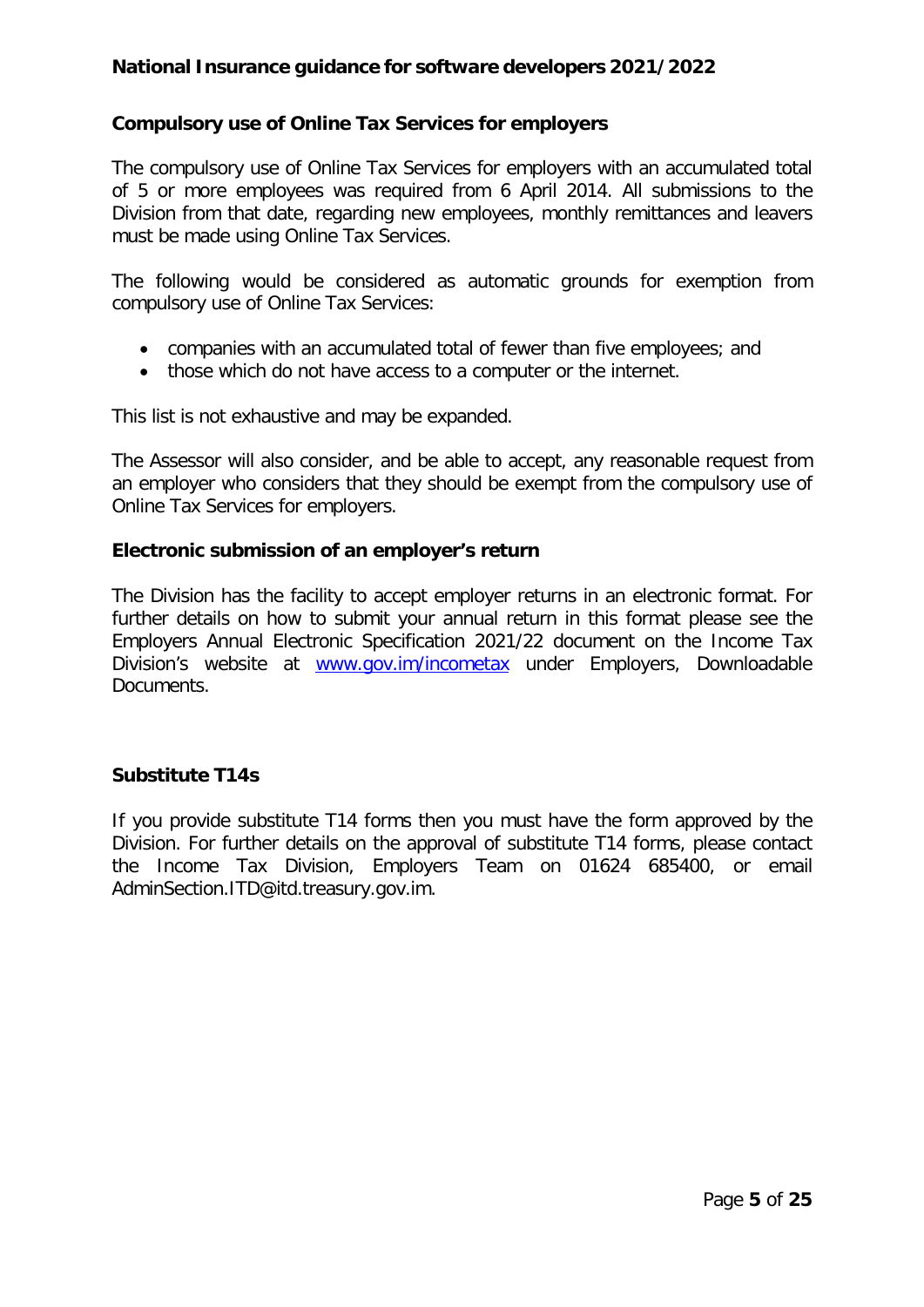### Compulsory use of Online Tax Services for employers

The compulsory use of Online Tax Services for employers with an accumulated total of 5 or more employees was required from 6 April 2014. All submissions to the Division from that date, regarding new employees, monthly remittances and leavers must be made using Online Tax Services.

The following would be considered as automatic grounds for exemption from compulsory use of Online Tax Services:

- companies with an accumulated total of fewer than five employees; and
- those which do not have access to a computer or the internet.

This list is not exhaustive and may be expanded.

The Assessor will also consider, and be able to accept, any reasonable request from an employer who considers that they should be exempt from the compulsory use of Online Tax Services for employers.

### Electronic submission of an employer's return

The Division has the facility to accept employer returns in an electronic format. For further details on how to submit your annual return in this format please see the Employers Annual Electronic Specification 2021/22 document on the Income Tax Division's website at [www.gov.im/incometax](http://www.gov.im/incometax) under Employers, Downloadable Documents.

### Substitute T14s

If you provide substitute T14 forms then you must have the form approved by the Division. For further details on the approval of substitute T14 forms, please contact the Income Tax Division, Employers Team on 01624 685400, or email AdminSection.ITD@itd.treasury.gov.im.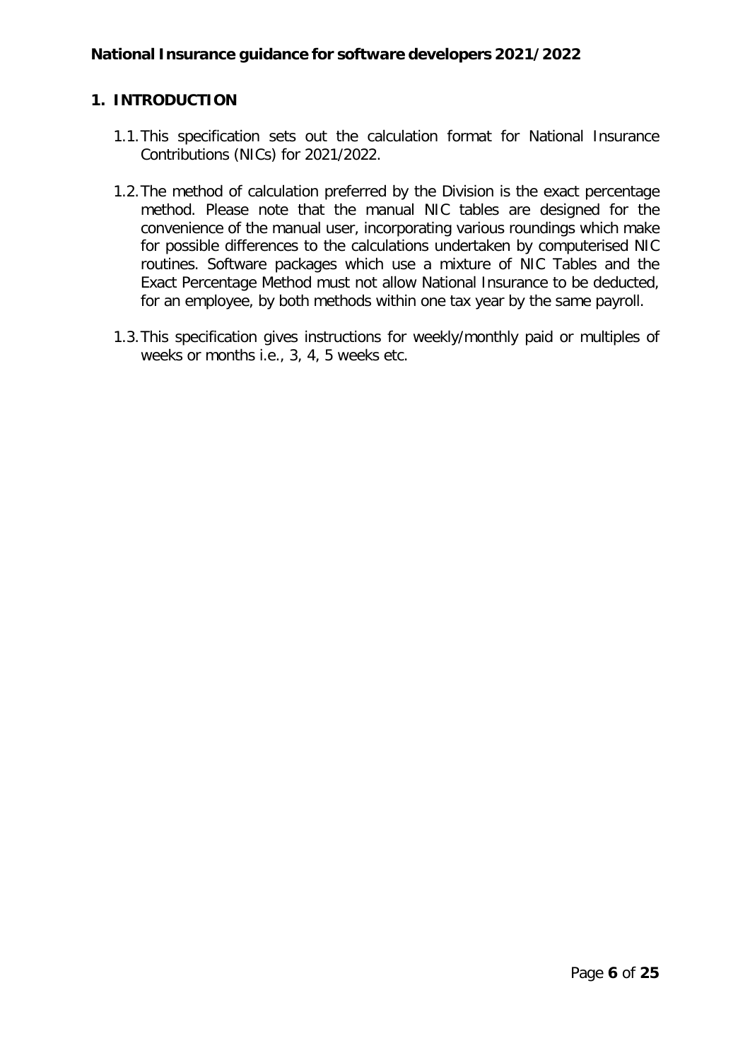## 1. INTRODUCTION

1.1. This specification sets out the calculation format for National Insurance Contributions (NICs) for 2021/2022.

1.2. The method of calculation preferred by the Division is the exact percentage method. Please note that the manual NIC tables are designed for the convenience of the manual user, incorporating various roundings which make for possible differences to the calculations undertaken by computerised NIC routines. Software packages which use a mixture of NIC Tables and the Exact Percentage Method must not allow National Insurance to be deducted, for an employee, by both methods within one tax year by the same payroll.

1.3. This specification gives instructions for weekly/monthly paid or multiples of weeks or months i.e., 3, 4, 5 weeks etc.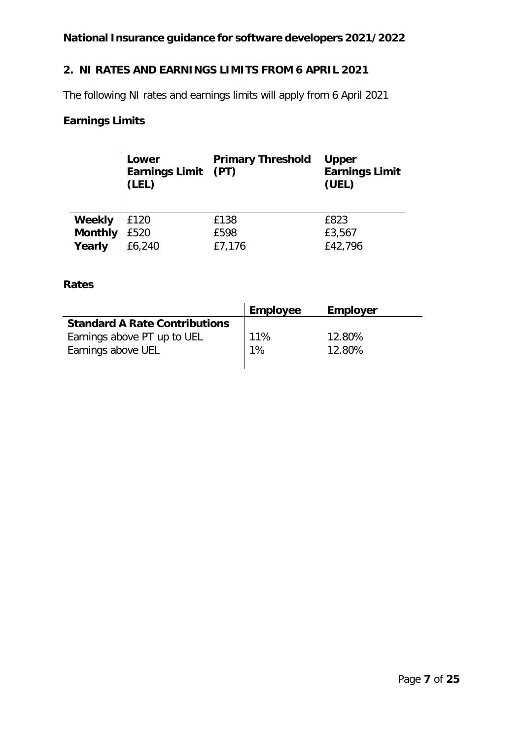## 2. NI RATES AND EARNINGS LIMITS FROM 6 APRIL 2021

The following NI rates and earnings limits will apply from 6 April 2021

### Earnings Limits

| | Lower Earnings Limit (LEL) | Primary Threshold (PT) | Upper Earnings Limit (UEL) |
|---|---|---|---|
| **Weekly** | £120 | £138 | £823 |
| **Monthly** | £520 | £598 | £3,567 |
| **Yearly** | £6,240 | £7,176 | £42,796 |

### Rates

| | Employee | Employer |
|---|---|---|
| **Standard A Rate Contributions** | | |
| Earnings above PT up to UEL | 11% | 12.80% |
| Earnings above UEL | 1% | 12.80% |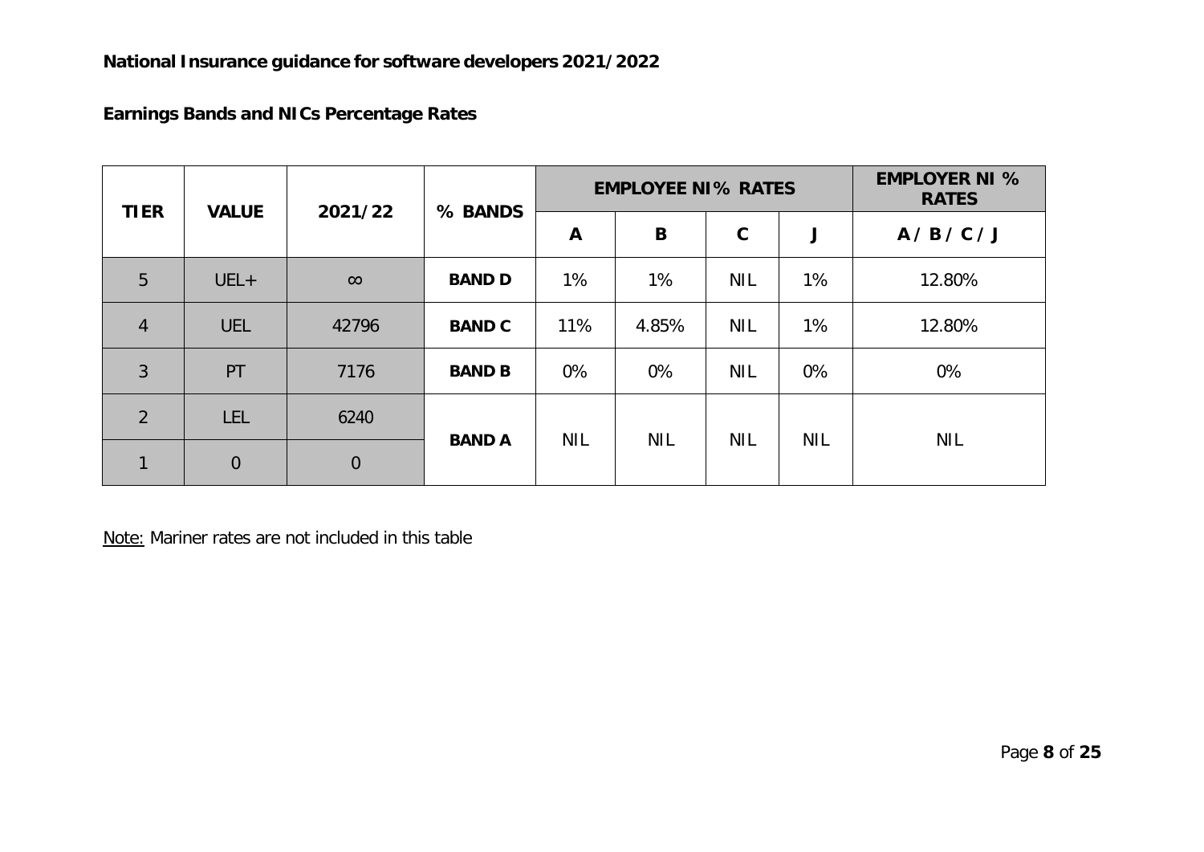## National Insurance guidance for software developers 2021/2022

### Earnings Bands and NICs Percentage Rates

| TIER | VALUE | 2021/22 | % BANDS | EMPLOYEE NI% RATES | | | | EMPLOYER NI % RATES |
|---|---|---|---|---|---|---|---|---|
| | | | | A | B | C | J | A / B / C / J |
| 5 | UEL+ | ∞ | **BAND D** | 1% | 1% | NIL | 1% | 12.80% |
| 4 | UEL | 42796 | **BAND C** | 11% | 4.85% | NIL | 1% | 12.80% |
| 3 | PT | 7176 | **BAND B** | 0% | 0% | NIL | 0% | 0% |
| 2 | LEL | 6240 | **BAND A** | NIL | NIL | NIL | NIL | NIL |
| 1 | 0 | 0 | | | | | | |

Note: Mariner rates are not included in this table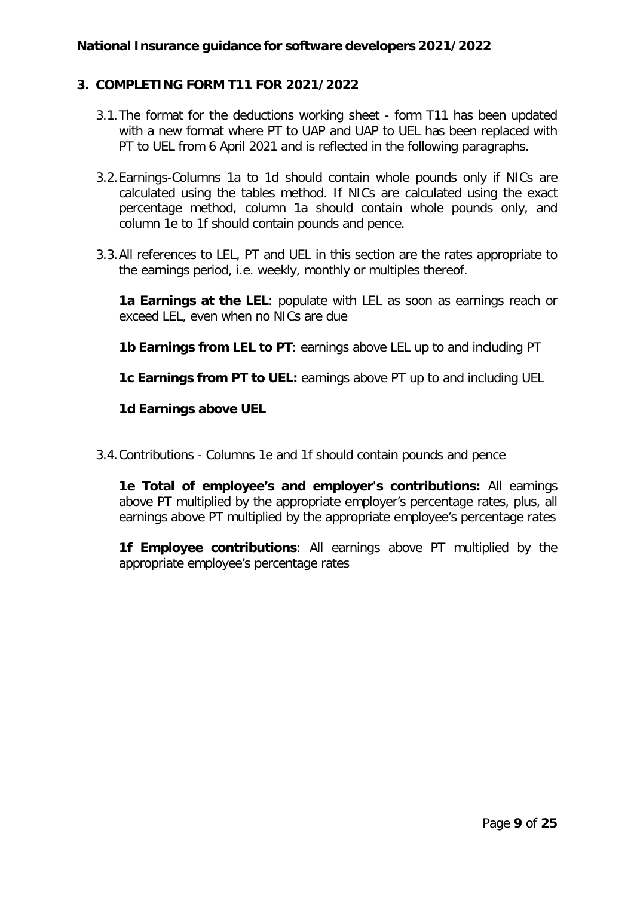## 3. COMPLETING FORM T11 FOR 2021/2022

3.1. The format for the deductions working sheet - form T11 has been updated with a new format where PT to UAP and UAP to UEL has been replaced with PT to UEL from 6 April 2021 and is reflected in the following paragraphs.

3.2. Earnings-Columns 1a to 1d should contain whole pounds only if NICs are calculated using the tables method. If NICs are calculated using the exact percentage method, column 1a should contain whole pounds only, and column 1e to 1f should contain pounds and pence.

3.3. All references to LEL, PT and UEL in this section are the rates appropriate to the earnings period, i.e. weekly, monthly or multiples thereof.

**1a Earnings at the LEL**: populate with LEL as soon as earnings reach or exceed LEL, even when no NICs are due

**1b Earnings from LEL to PT**: earnings above LEL up to and including PT

**1c Earnings from PT to UEL:** earnings above PT up to and including UEL

**1d Earnings above UEL**

3.4. Contributions - Columns 1e and 1f should contain pounds and pence

**1e Total of employee's and employer's contributions:** All earnings above PT multiplied by the appropriate employer's percentage rates, plus, all earnings above PT multiplied by the appropriate employee's percentage rates

**1f Employee contributions**: All earnings above PT multiplied by the appropriate employee's percentage rates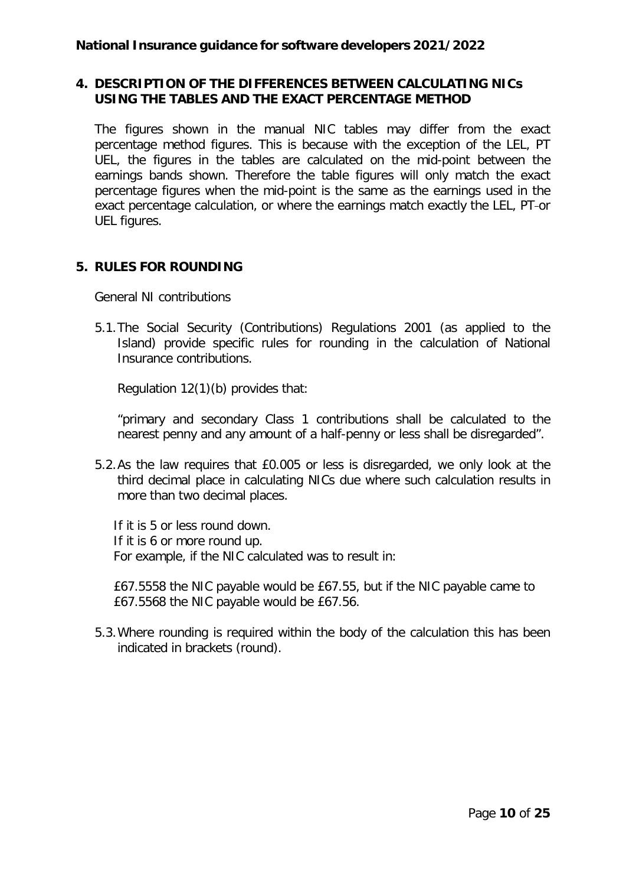## 4. DESCRIPTION OF THE DIFFERENCES BETWEEN CALCULATING NICs USING THE TABLES AND THE EXACT PERCENTAGE METHOD

The figures shown in the manual NIC tables may differ from the exact percentage method figures. This is because with the exception of the LEL, PT UEL, the figures in the tables are calculated on the mid-point between the earnings bands shown. Therefore the table figures will only match the exact percentage figures when the mid-point is the same as the earnings used in the exact percentage calculation, or where the earnings match exactly the LEL, PT or UEL figures.

## 5. RULES FOR ROUNDING

General NI contributions

5.1. The Social Security (Contributions) Regulations 2001 (as applied to the Island) provide specific rules for rounding in the calculation of National Insurance contributions.

Regulation 12(1)(b) provides that:

"primary and secondary Class 1 contributions shall be calculated to the nearest penny and any amount of a half-penny or less shall be disregarded".

5.2. As the law requires that £0.005 or less is disregarded, we only look at the third decimal place in calculating NICs due where such calculation results in more than two decimal places.

If it is 5 or less round down.
If it is 6 or more round up.
For example, if the NIC calculated was to result in:

£67.5558 the NIC payable would be £67.55, but if the NIC payable came to £67.5568 the NIC payable would be £67.56.

5.3. Where rounding is required within the body of the calculation this has been indicated in brackets (round).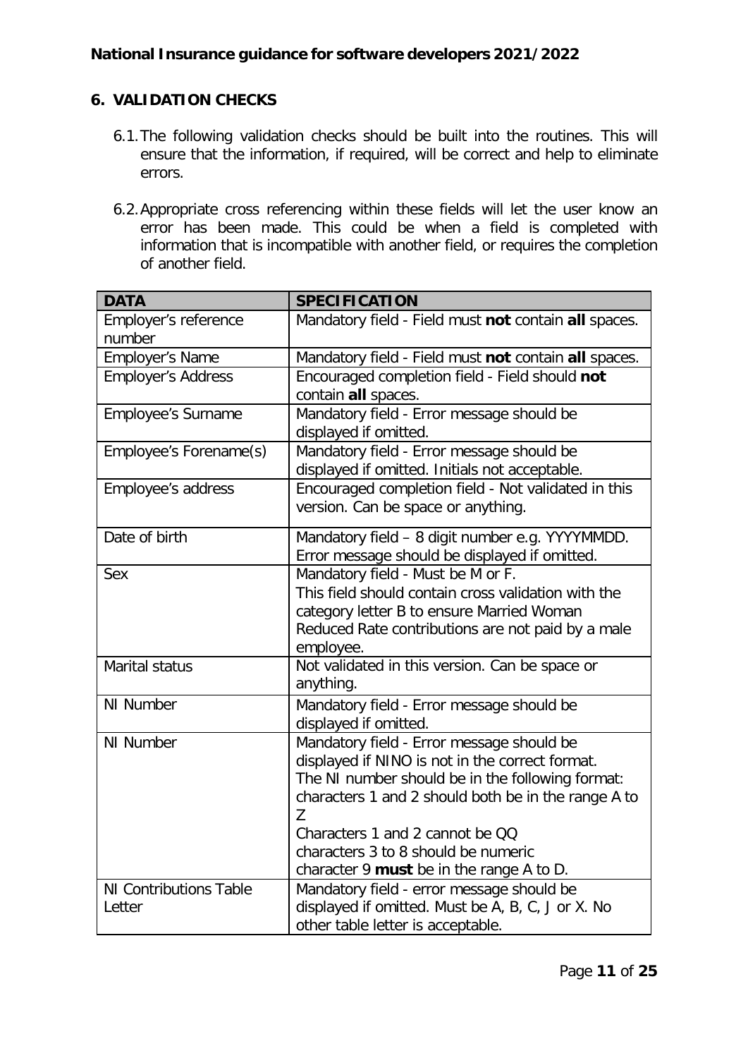## 6. VALIDATION CHECKS

6.1. The following validation checks should be built into the routines. This will ensure that the information, if required, will be correct and help to eliminate errors.

6.2. Appropriate cross referencing within these fields will let the user know an error has been made. This could be when a field is completed with information that is incompatible with another field, or requires the completion of another field.

| DATA | SPECIFICATION |
| --- | --- |
| Employer's reference number | Mandatory field - Field must **not** contain **all** spaces. |
| Employer's Name | Mandatory field - Field must **not** contain **all** spaces. |
| Employer's Address | Encouraged completion field - Field should **not** contain **all** spaces. |
| Employee's Surname | Mandatory field - Error message should be displayed if omitted. |
| Employee's Forename(s) | Mandatory field - Error message should be displayed if omitted. Initials not acceptable. |
| Employee's address | Encouraged completion field - Not validated in this version. Can be space or anything. |
| Date of birth | Mandatory field – 8 digit number e.g. YYYYMMDD. Error message should be displayed if omitted. |
| Sex | Mandatory field - Must be M or F.<br>This field should contain cross validation with the category letter B to ensure Married Woman Reduced Rate contributions are not paid by a male employee. |
| Marital status | Not validated in this version. Can be space or anything. |
| NI Number | Mandatory field - Error message should be displayed if omitted. |
| NI Number | Mandatory field - Error message should be displayed if NINO is not in the correct format.<br>The NI number should be in the following format: characters 1 and 2 should both be in the range A to Z<br>Characters 1 and 2 cannot be QQ<br>characters 3 to 8 should be numeric<br>character 9 **must** be in the range A to D. |
| NI Contributions Table Letter | Mandatory field - error message should be displayed if omitted. Must be A, B, C, J or X. No other table letter is acceptable. |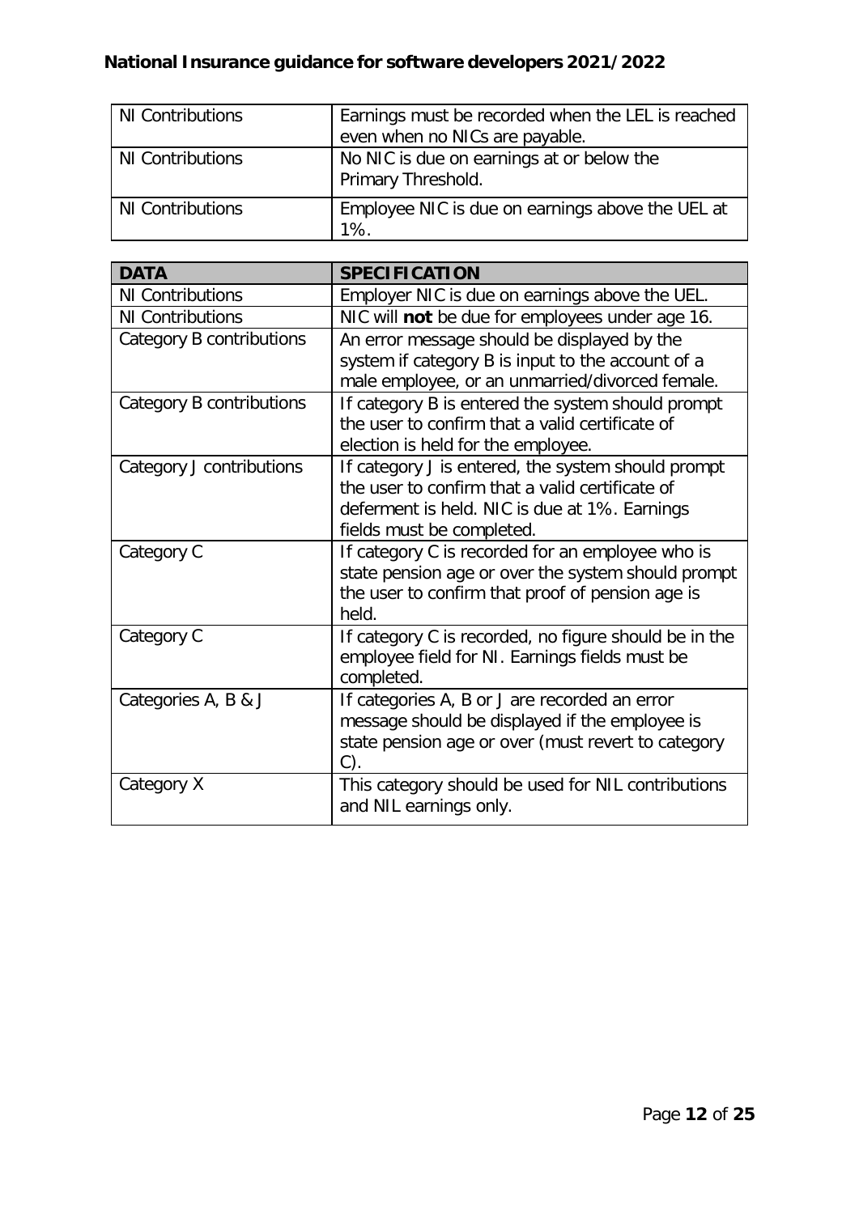| | |
|---|---|
| NI Contributions | Earnings must be recorded when the LEL is reached even when no NICs are payable. |
| NI Contributions | No NIC is due on earnings at or below the Primary Threshold. |
| NI Contributions | Employee NIC is due on earnings above the UEL at 1%. |

| DATA | SPECIFICATION |
|---|---|
| NI Contributions | Employer NIC is due on earnings above the UEL. |
| NI Contributions | NIC will **not** be due for employees under age 16. |
| Category B contributions | An error message should be displayed by the system if category B is input to the account of a male employee, or an unmarried/divorced female. |
| Category B contributions | If category B is entered the system should prompt the user to confirm that a valid certificate of election is held for the employee. |
| Category J contributions | If category J is entered, the system should prompt the user to confirm that a valid certificate of deferment is held. NIC is due at 1%. Earnings fields must be completed. |
| Category C | If category C is recorded for an employee who is state pension age or over the system should prompt the user to confirm that proof of pension age is held. |
| Category C | If category C is recorded, no figure should be in the employee field for NI. Earnings fields must be completed. |
| Categories A, B & J | If categories A, B or J are recorded an error message should be displayed if the employee is state pension age or over (must revert to category C). |
| Category X | This category should be used for NIL contributions and NIL earnings only. |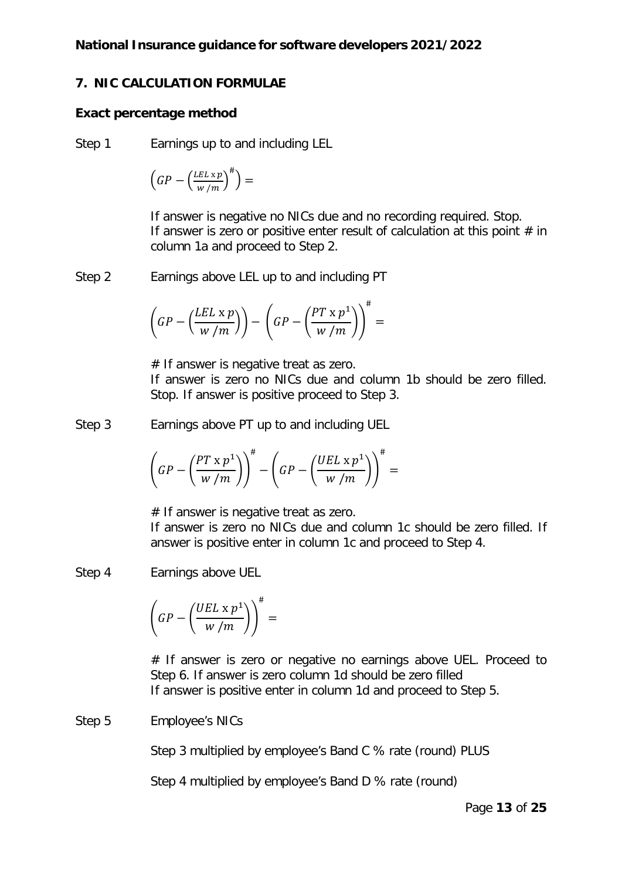## 7. NIC CALCULATION FORMULAE

### Exact percentage method

Step 1 Earnings up to and including LEL

$$\left(GP - \left(\frac{LEL \text{ x } p}{w\ /m}\right)^{\#}\right) =$$

If answer is negative no NICs due and no recording required. Stop.
If answer is zero or positive enter result of calculation at this point # in column 1a and proceed to Step 2.

Step 2 Earnings above LEL up to and including PT

$$\left(GP - \left(\frac{LEL \text{ x } p}{w\ /m}\right)\right) - \left(GP - \left(\frac{PT \text{ x } p^{1}}{w\ /m}\right)\right)^{\#} =$$

# If answer is negative treat as zero.
If answer is zero no NICs due and column 1b should be zero filled. Stop. If answer is positive proceed to Step 3.

Step 3 Earnings above PT up to and including UEL

$$\left(GP - \left(\frac{PT \text{ x } p^{1}}{w\ /m}\right)\right)^{\#} - \left(GP - \left(\frac{UEL \text{ x } p^{1}}{w\ /m}\right)\right)^{\#} =$$

# If answer is negative treat as zero.
If answer is zero no NICs due and column 1c should be zero filled. If answer is positive enter in column 1c and proceed to Step 4.

Step 4 Earnings above UEL

$$\left(GP - \left(\frac{UEL \text{ x } p^{1}}{w\ /m}\right)\right)^{\#} =$$

# If answer is zero or negative no earnings above UEL. Proceed to Step 6. If answer is zero column 1d should be zero filled
If answer is positive enter in column 1d and proceed to Step 5.

Step 5 Employee's NICs

Step 3 multiplied by employee's Band C % rate (round) PLUS

Step 4 multiplied by employee's Band D % rate (round)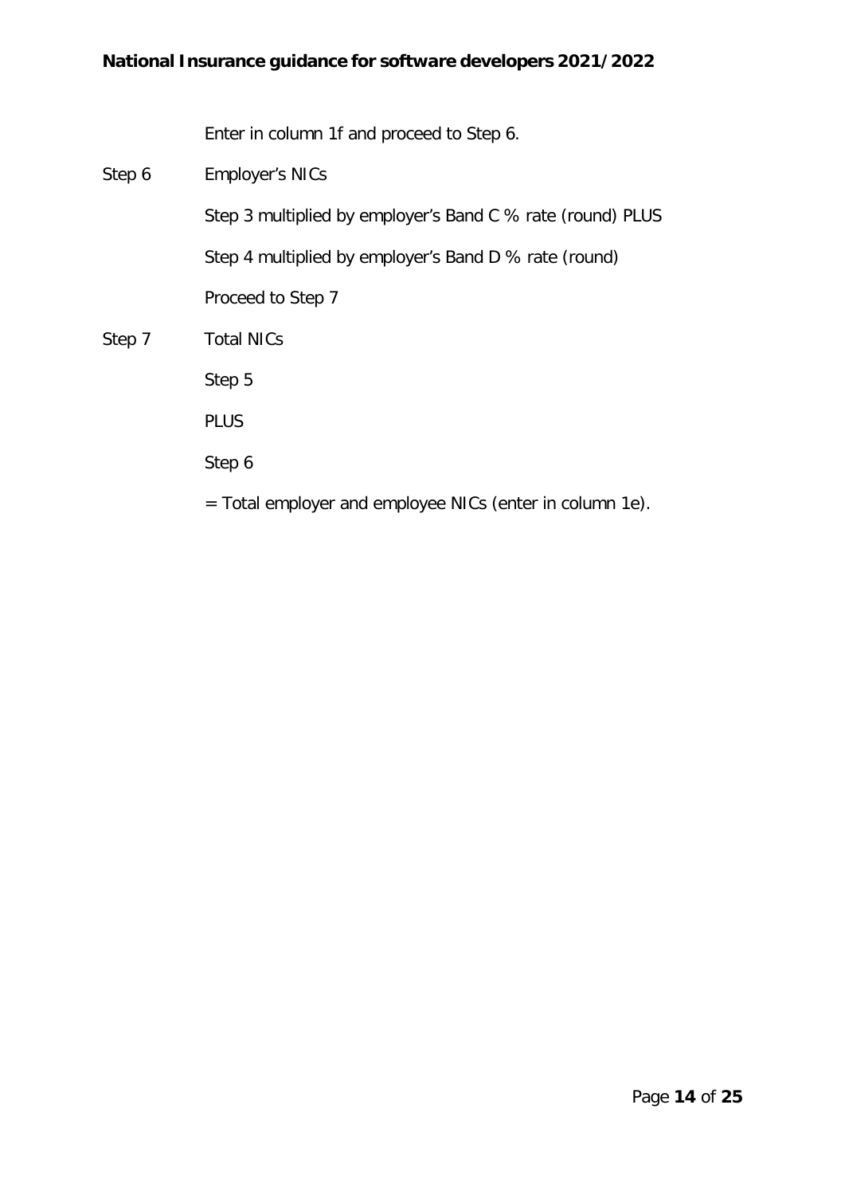Enter in column 1f and proceed to Step 6.

Step 6 Employer's NICs

Step 3 multiplied by employer's Band C % rate (round) PLUS

Step 4 multiplied by employer's Band D % rate (round)

Proceed to Step 7

Step 7 Total NICs

Step 5

PLUS

Step 6

= Total employer and employee NICs (enter in column 1e).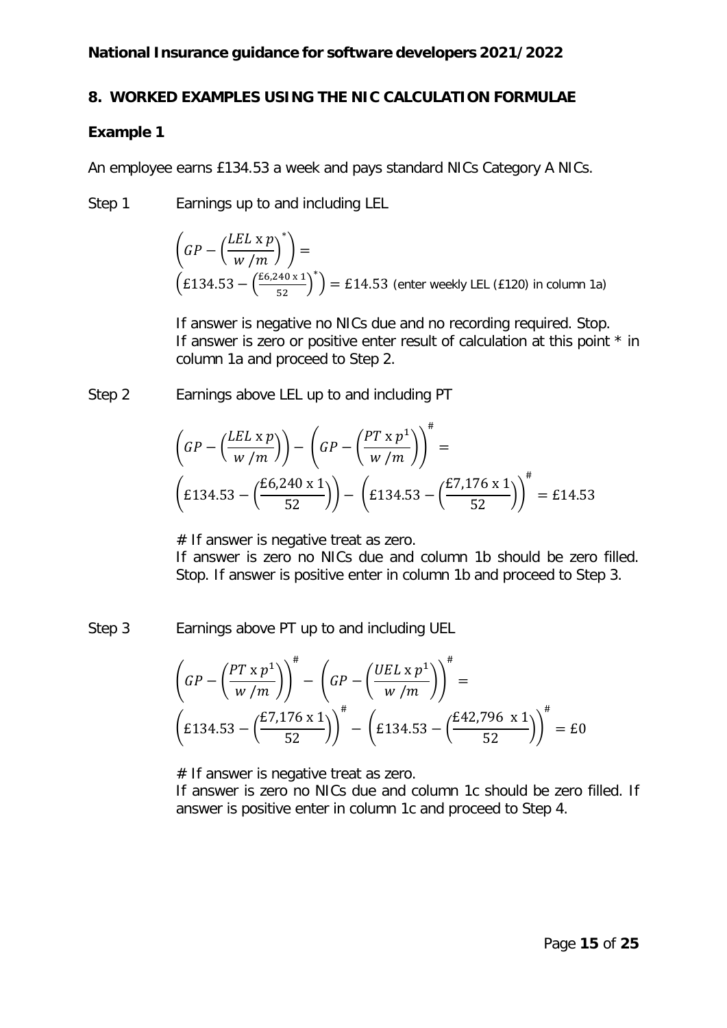**National Insurance guidance for software developers 2021/2022**

## 8. WORKED EXAMPLES USING THE NIC CALCULATION FORMULAE

### Example 1

An employee earns £134.53 a week and pays standard NICs Category A NICs.

Step 1 Earnings up to and including LEL

$$\left(GP - \left(\frac{LEL \text{ x } p}{w\ /m}\right)^{*}\right) =$$

$$\left(£134.53 - \left(\frac{£6{,}240 \text{ x } 1}{52}\right)^{*}\right) = £14.53$$ (enter weekly LEL (£120) in column 1a)

If answer is negative no NICs due and no recording required. Stop.
If answer is zero or positive enter result of calculation at this point * in column 1a and proceed to Step 2.

Step 2 Earnings above LEL up to and including PT

$$\left(GP - \left(\frac{LEL \text{ x } p}{w\ /m}\right)\right) - \left(GP - \left(\frac{PT \text{ x } p^{1}}{w\ /m}\right)\right)^{\#} =$$

$$\left(£134.53 - \left(\frac{£6{,}240 \text{ x } 1}{52}\right)\right) - \left(£134.53 - \left(\frac{£7{,}176 \text{ x } 1}{52}\right)\right)^{\#} = £14.53$$

# If answer is negative treat as zero.
If answer is zero no NICs due and column 1b should be zero filled. Stop. If answer is positive enter in column 1b and proceed to Step 3.

Step 3 Earnings above PT up to and including UEL

$$\left(GP - \left(\frac{PT \text{ x } p^{1}}{w\ /m}\right)\right)^{\#} - \left(GP - \left(\frac{UEL \text{ x } p^{1}}{w\ /m}\right)\right)^{\#} =$$

$$\left(£134.53 - \left(\frac{£7{,}176 \text{ x } 1}{52}\right)\right)^{\#} - \left(£134.53 - \left(\frac{£42{,}796 \text{ x } 1}{52}\right)\right)^{\#} = £0$$

# If answer is negative treat as zero.
If answer is zero no NICs due and column 1c should be zero filled. If answer is positive enter in column 1c and proceed to Step 4.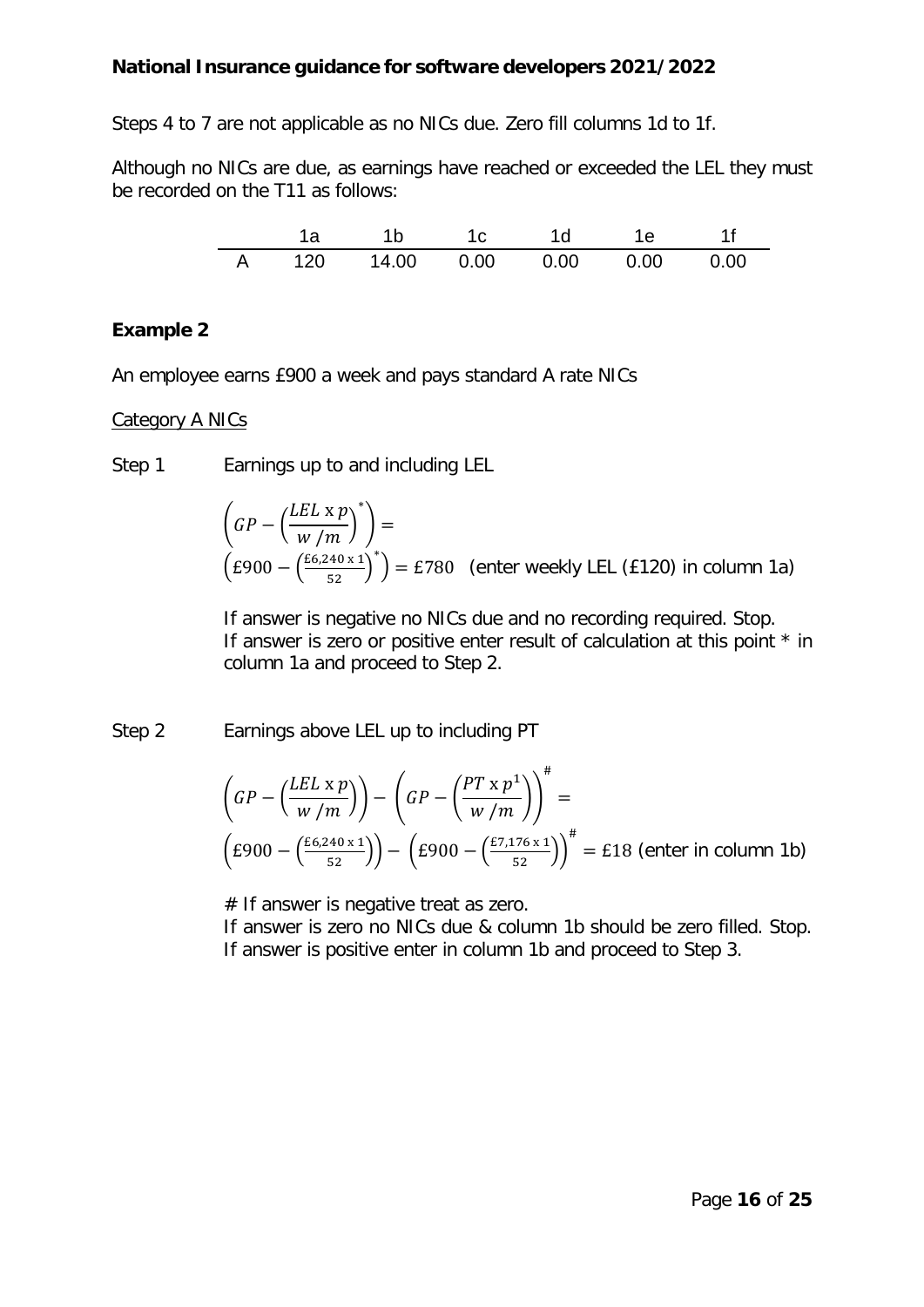Steps 4 to 7 are not applicable as no NICs due. Zero fill columns 1d to 1f.

Although no NICs are due, as earnings have reached or exceeded the LEL they must be recorded on the T11 as follows:

| | 1a | 1b | 1c | 1d | 1e | 1f |
|---|---|---|---|---|---|---|
| A | 120 | 14.00 | 0.00 | 0.00 | 0.00 | 0.00 |

**Example 2**

An employee earns £900 a week and pays standard A rate NICs

Category A NICs

Step 1 Earnings up to and including LEL

$$\left(GP - \left(\frac{LEL \text{ x } p}{w\ /m}\right)^{*}\right) =$$

$$\left(£900 - \left(\frac{£6{,}240 \text{ x } 1}{52}\right)^{*}\right) = £780$$ (enter weekly LEL (£120) in column 1a)

If answer is negative no NICs due and no recording required. Stop.
If answer is zero or positive enter result of calculation at this point * in column 1a and proceed to Step 2.

Step 2 Earnings above LEL up to including PT

$$\left(GP - \left(\frac{LEL \text{ x } p}{w\ /m}\right)\right) - \left(GP - \left(\frac{PT \text{ x } p^{1}}{w\ /m}\right)\right)^{\#} =$$

$$\left(£900 - \left(\frac{£6{,}240 \text{ x } 1}{52}\right)\right) - \left(£900 - \left(\frac{£7{,}176 \text{ x } 1}{52}\right)\right)^{\#} = £18$$ (enter in column 1b)

# If answer is negative treat as zero.
If answer is zero no NICs due & column 1b should be zero filled. Stop.
If answer is positive enter in column 1b and proceed to Step 3.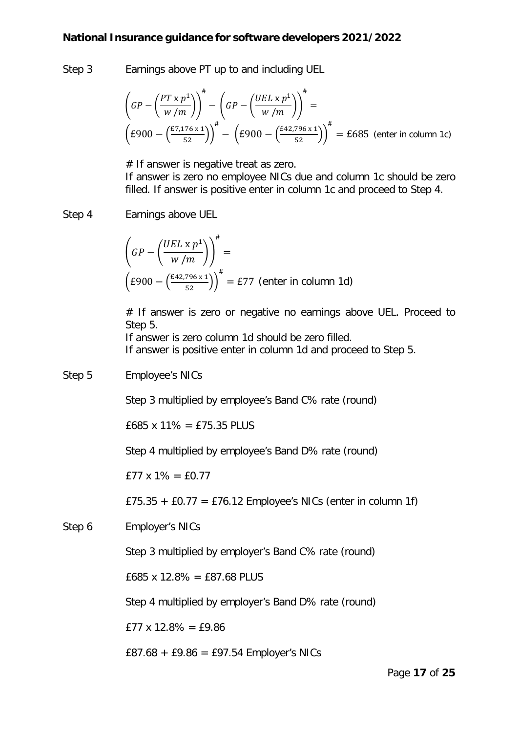Step 3 Earnings above PT up to and including UEL

$$\left(GP - \left(\frac{PT \times p^1}{w\ /m}\right)\right)^{\#} - \left(GP - \left(\frac{UEL \times p^1}{w\ /m}\right)\right)^{\#} =$$

$$\left(£900 - \left(\frac{£7{,}176 \times 1}{52}\right)\right)^{\#} - \left(£900 - \left(\frac{£42{,}796 \times 1}{52}\right)\right)^{\#} = £685 \text{ (enter in column 1c)}$$

# If answer is negative treat as zero.
If answer is zero no employee NICs due and column 1c should be zero filled. If answer is positive enter in column 1c and proceed to Step 4.

Step 4 Earnings above UEL

$$\left(GP - \left(\frac{UEL \times p^1}{w\ /m}\right)\right)^{\#} =$$

$$\left(£900 - \left(\frac{£42{,}796 \times 1}{52}\right)\right)^{\#} = £77 \text{ (enter in column 1d)}$$

# If answer is zero or negative no earnings above UEL. Proceed to Step 5.
If answer is zero column 1d should be zero filled.
If answer is positive enter in column 1d and proceed to Step 5.

Step 5 Employee's NICs

Step 3 multiplied by employee's Band C% rate (round)

£685 x 11% = £75.35 PLUS

Step 4 multiplied by employee's Band D% rate (round)

£77 x 1% = £0.77

£75.35 + £0.77 = £76.12 Employee's NICs (enter in column 1f)

Step 6 Employer's NICs

Step 3 multiplied by employer's Band C% rate (round)

£685 x 12.8% = £87.68 PLUS

Step 4 multiplied by employer's Band D% rate (round)

£77 x 12.8% = £9.86

£87.68 + £9.86 = £97.54 Employer's NICs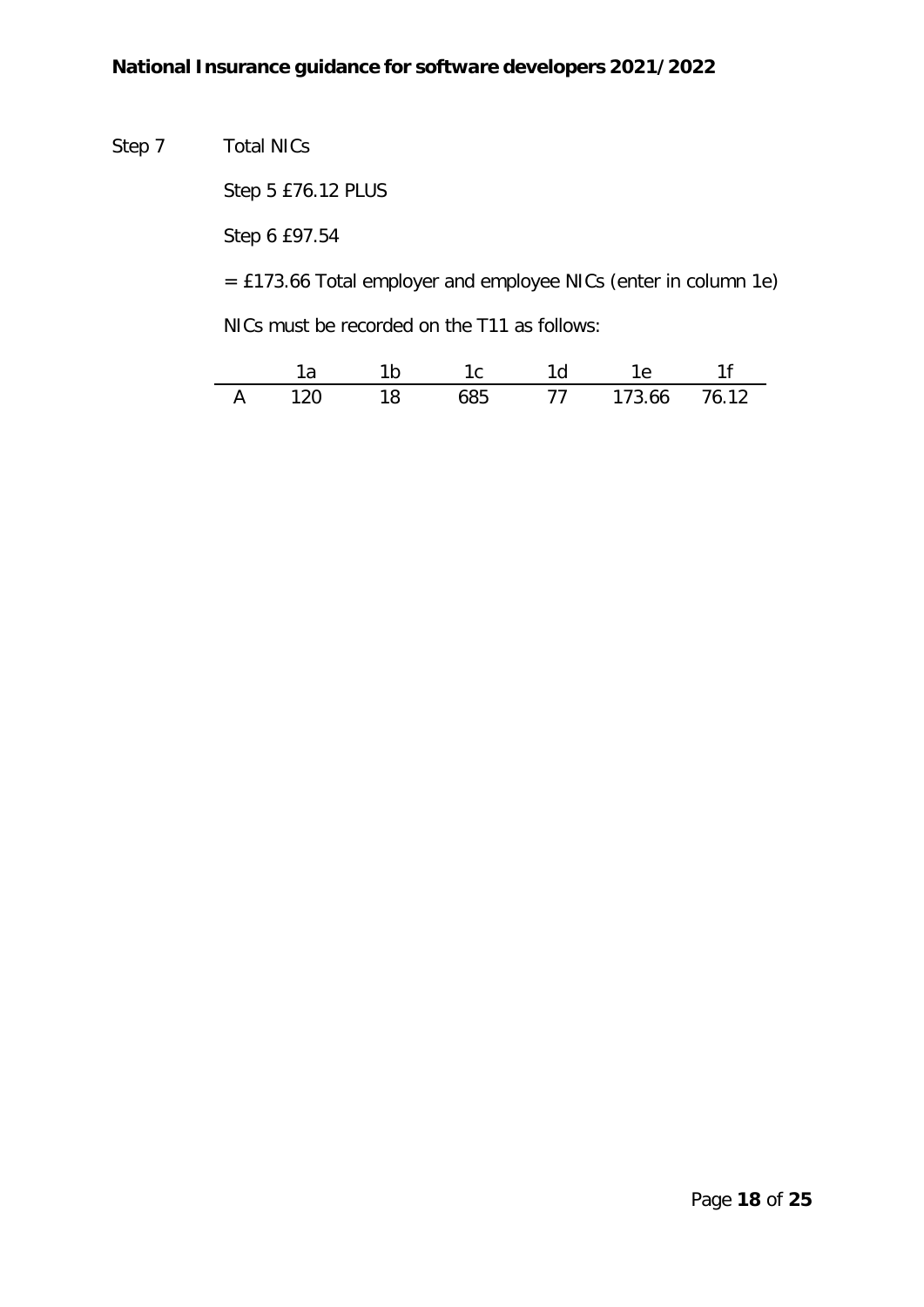Step 7 Total NICs

Step 5 £76.12 PLUS

Step 6 £97.54

= £173.66 Total employer and employee NICs (enter in column 1e)

NICs must be recorded on the T11 as follows:

| | 1a | 1b | 1c | 1d | 1e | 1f |
|---|---|---|---|---|---|---|
| A | 120 | 18 | 685 | 77 | 173.66 | 76.12 |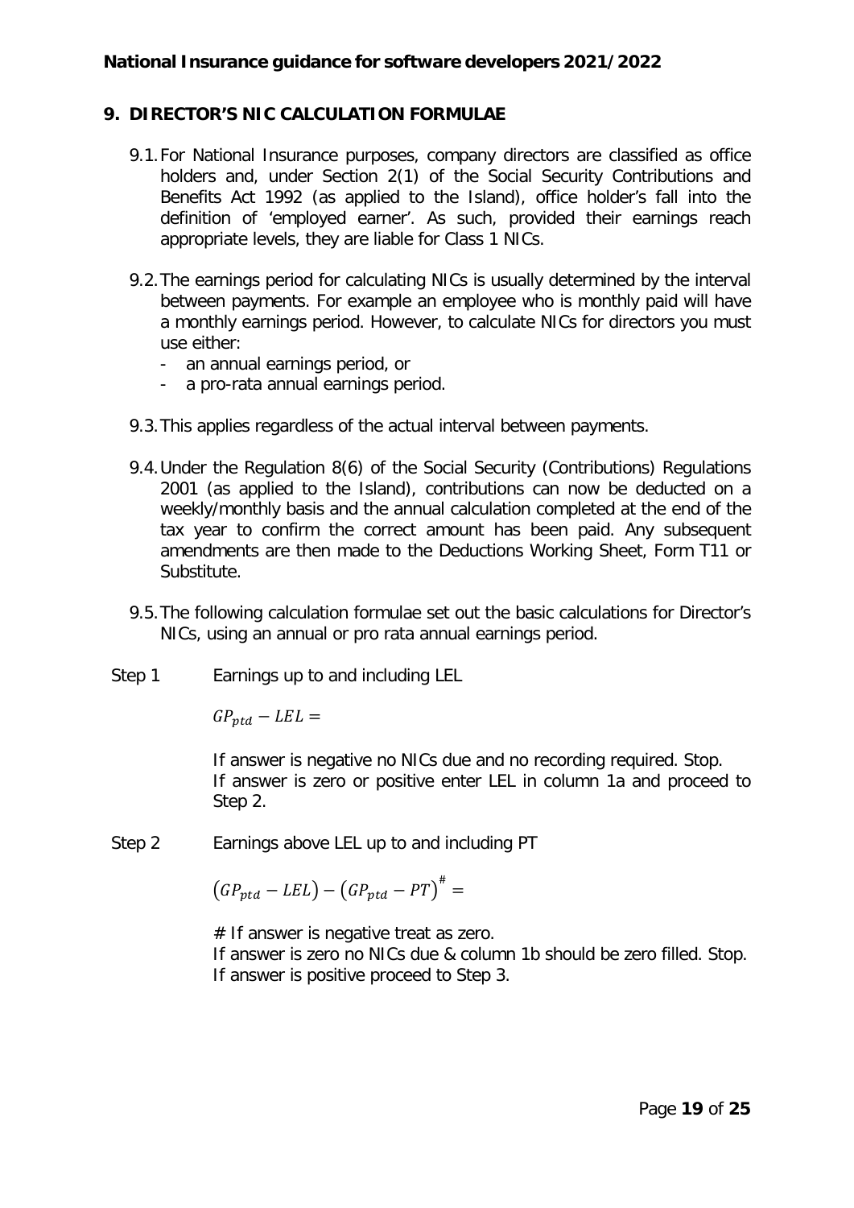## 9. DIRECTOR'S NIC CALCULATION FORMULAE

9.1. For National Insurance purposes, company directors are classified as office holders and, under Section 2(1) of the Social Security Contributions and Benefits Act 1992 (as applied to the Island), office holder's fall into the definition of 'employed earner'. As such, provided their earnings reach appropriate levels, they are liable for Class 1 NICs.

9.2. The earnings period for calculating NICs is usually determined by the interval between payments. For example an employee who is monthly paid will have a monthly earnings period. However, to calculate NICs for directors you must use either:

- an annual earnings period, or
- a pro-rata annual earnings period.

9.3. This applies regardless of the actual interval between payments.

9.4. Under the Regulation 8(6) of the Social Security (Contributions) Regulations 2001 (as applied to the Island), contributions can now be deducted on a weekly/monthly basis and the annual calculation completed at the end of the tax year to confirm the correct amount has been paid. Any subsequent amendments are then made to the Deductions Working Sheet, Form T11 or Substitute.

9.5. The following calculation formulae set out the basic calculations for Director's NICs, using an annual or pro rata annual earnings period.

**Step 1** Earnings up to and including LEL

$$GP_{ptd} - LEL =$$

If answer is negative no NICs due and no recording required. Stop.
If answer is zero or positive enter LEL in column 1a and proceed to Step 2.

**Step 2** Earnings above LEL up to and including PT

$$(GP_{ptd} - LEL) - (GP_{ptd} - PT)^{\#} =$$

# If answer is negative treat as zero.
If answer is zero no NICs due & column 1b should be zero filled. Stop.
If answer is positive proceed to Step 3.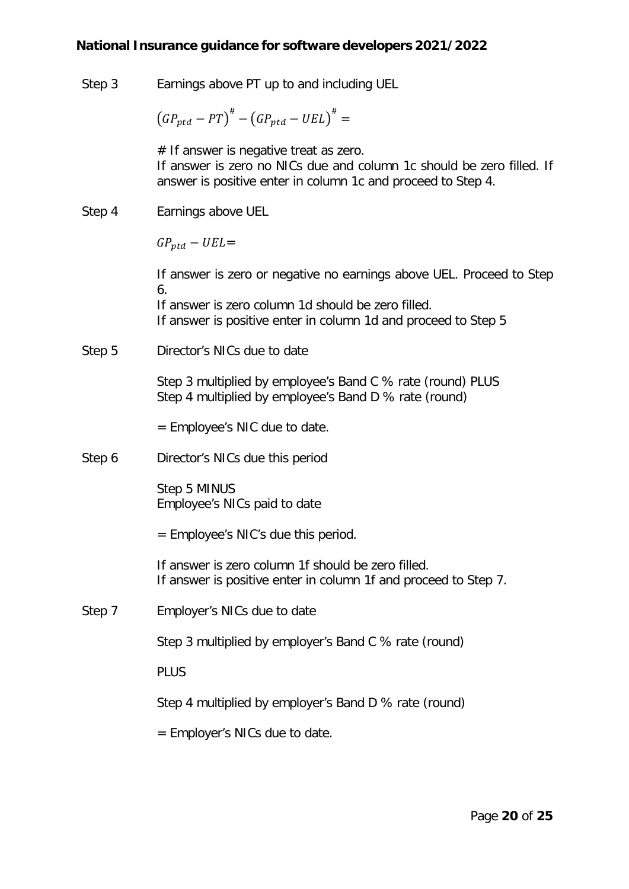Step 3 Earnings above PT up to and including UEL

$$(GP_{ptd} - PT)^{\#} - (GP_{ptd} - UEL)^{\#} =$$

# If answer is negative treat as zero.
If answer is zero no NICs due and column 1c should be zero filled. If answer is positive enter in column 1c and proceed to Step 4.

Step 4 Earnings above UEL

$$GP_{ptd} - UEL=$$

If answer is zero or negative no earnings above UEL. Proceed to Step 6.
If answer is zero column 1d should be zero filled.
If answer is positive enter in column 1d and proceed to Step 5

Step 5 Director's NICs due to date

Step 3 multiplied by employee's Band C % rate (round) PLUS
Step 4 multiplied by employee's Band D % rate (round)

= Employee's NIC due to date.

Step 6 Director's NICs due this period

Step 5 MINUS
Employee's NICs paid to date

= Employee's NIC's due this period.

If answer is zero column 1f should be zero filled.
If answer is positive enter in column 1f and proceed to Step 7.

Step 7 Employer's NICs due to date

Step 3 multiplied by employer's Band C % rate (round)

PLUS

Step 4 multiplied by employer's Band D % rate (round)

= Employer's NICs due to date.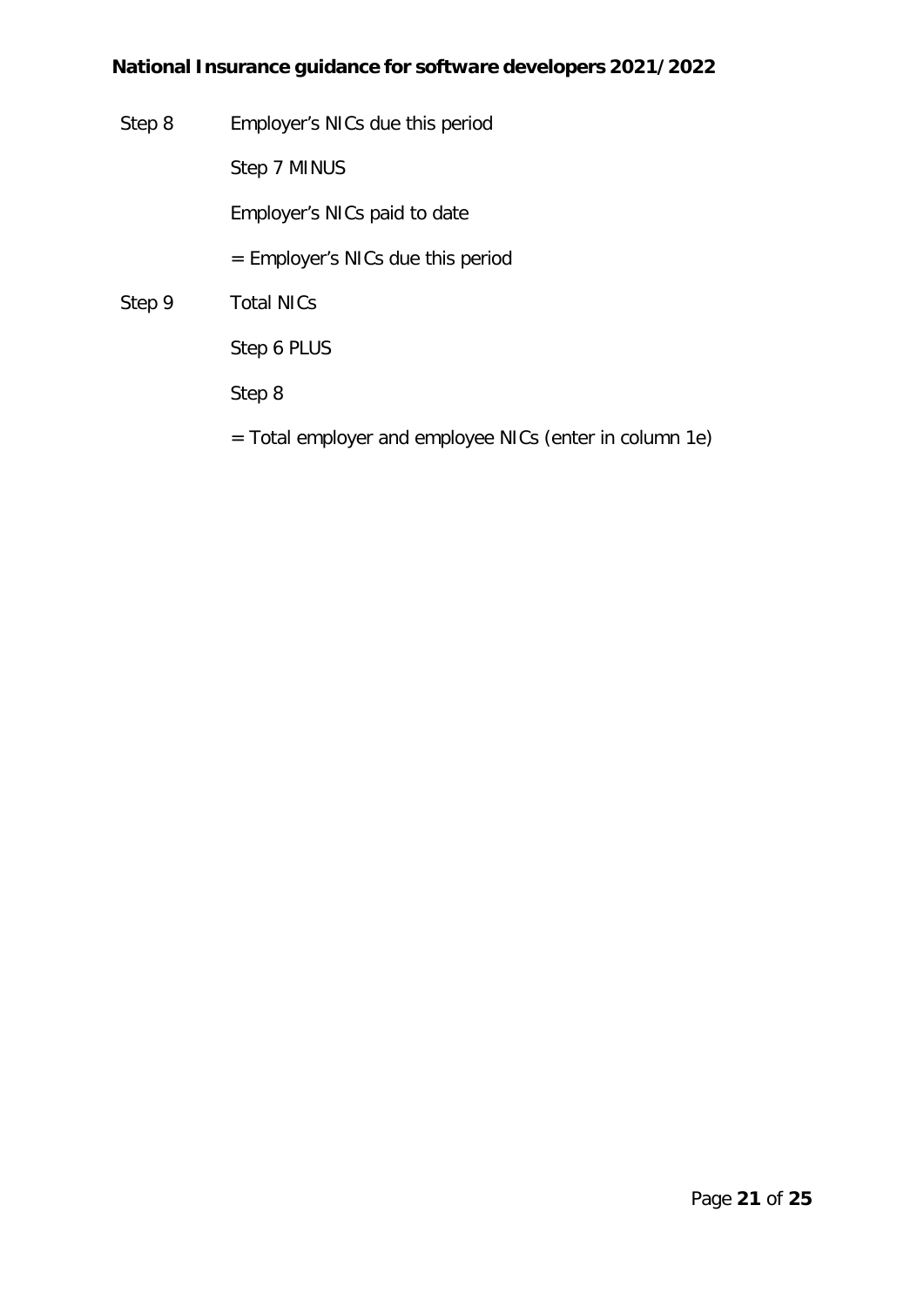Step 8 Employer's NICs due this period

Step 7 MINUS

Employer's NICs paid to date

= Employer's NICs due this period

Step 9 Total NICs

Step 6 PLUS

Step 8

= Total employer and employee NICs (enter in column 1e)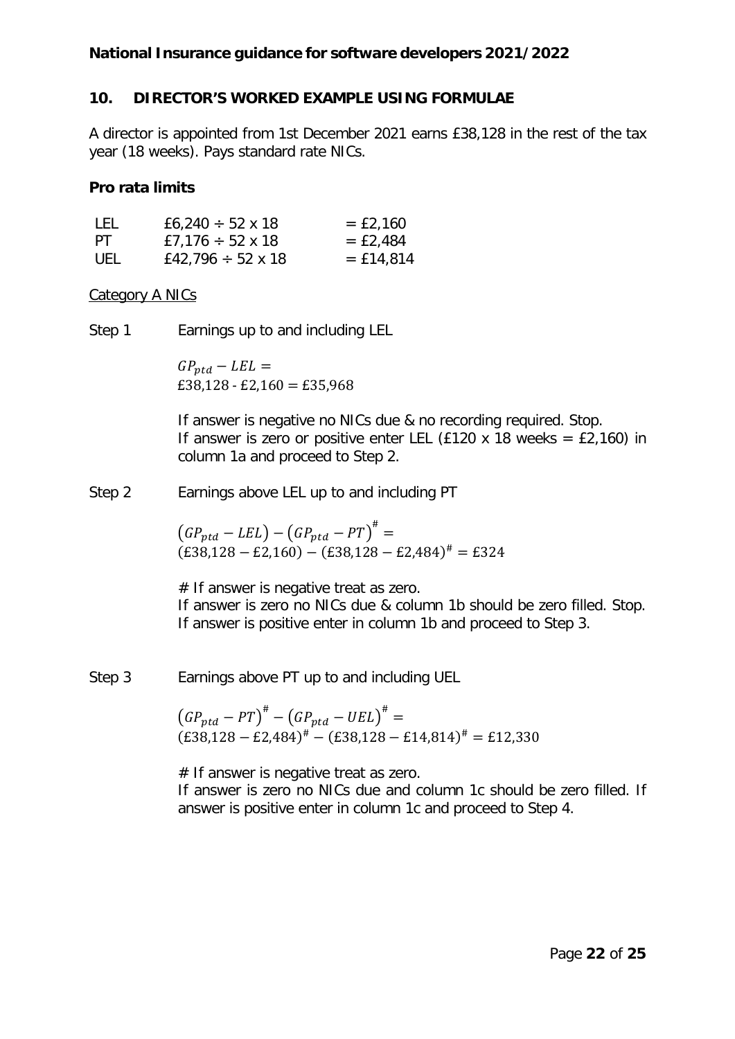## 10. DIRECTOR'S WORKED EXAMPLE USING FORMULAE

A director is appointed from 1st December 2021 earns £38,128 in the rest of the tax year (18 weeks). Pays standard rate NICs.

### Pro rata limits

| | | |
|---|---|---|
| LEL | £6,240 ÷ 52 x 18 | = £2,160 |
| PT | £7,176 ÷ 52 x 18 | = £2,484 |
| UEL | £42,796 ÷ 52 x 18 | = £14,814 |

Category A NICs

**Step 1** Earnings up to and including LEL

$$GP_{ptd} - LEL =$$
$$£38{,}128 - £2{,}160 = £35{,}968$$

If answer is negative no NICs due & no recording required. Stop.
If answer is zero or positive enter LEL (£120 x 18 weeks = £2,160) in column 1a and proceed to Step 2.

**Step 2** Earnings above LEL up to and including PT

$$\left(GP_{ptd} - LEL\right) - \left(GP_{ptd} - PT\right)^{\#} =$$
$$(£38{,}128 - £2{,}160) - (£38{,}128 - £2{,}484)^{\#} = £324$$

# If answer is negative treat as zero.
If answer is zero no NICs due & column 1b should be zero filled. Stop.
If answer is positive enter in column 1b and proceed to Step 3.

**Step 3** Earnings above PT up to and including UEL

$$\left(GP_{ptd} - PT\right)^{\#} - \left(GP_{ptd} - UEL\right)^{\#} =$$
$$(£38{,}128 - £2{,}484)^{\#} - (£38{,}128 - £14{,}814)^{\#} = £12{,}330$$

# If answer is negative treat as zero.
If answer is zero no NICs due and column 1c should be zero filled. If answer is positive enter in column 1c and proceed to Step 4.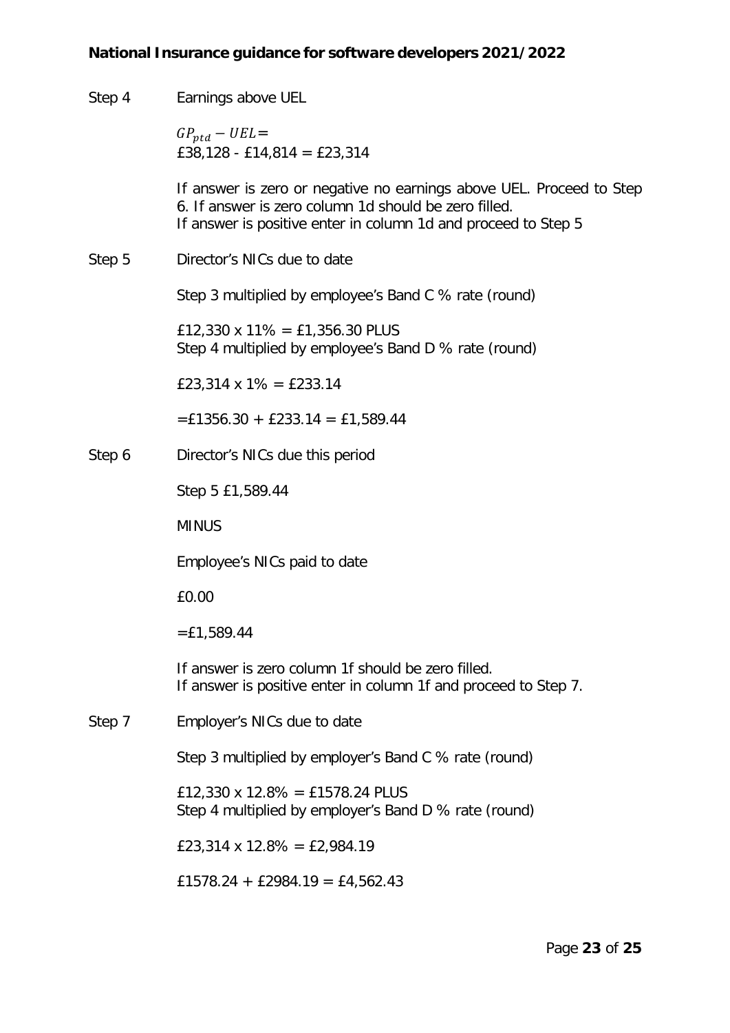Step 4 Earnings above UEL

$GP_{ptd} - UEL =$
£38,128 - £14,814 = £23,314

If answer is zero or negative no earnings above UEL. Proceed to Step 6. If answer is zero column 1d should be zero filled.
If answer is positive enter in column 1d and proceed to Step 5

Step 5 Director's NICs due to date

Step 3 multiplied by employee's Band C % rate (round)

£12,330 x 11% = £1,356.30 PLUS
Step 4 multiplied by employee's Band D % rate (round)

£23,314 x 1% = £233.14

=£1356.30 + £233.14 = £1,589.44

Step 6 Director's NICs due this period

Step 5 £1,589.44

MINUS

Employee's NICs paid to date

£0.00

=£1,589.44

If answer is zero column 1f should be zero filled.
If answer is positive enter in column 1f and proceed to Step 7.

Step 7 Employer's NICs due to date

Step 3 multiplied by employer's Band C % rate (round)

£12,330 x 12.8% = £1578.24 PLUS
Step 4 multiplied by employer's Band D % rate (round)

£23,314 x 12.8% = £2,984.19

£1578.24 + £2984.19 = £4,562.43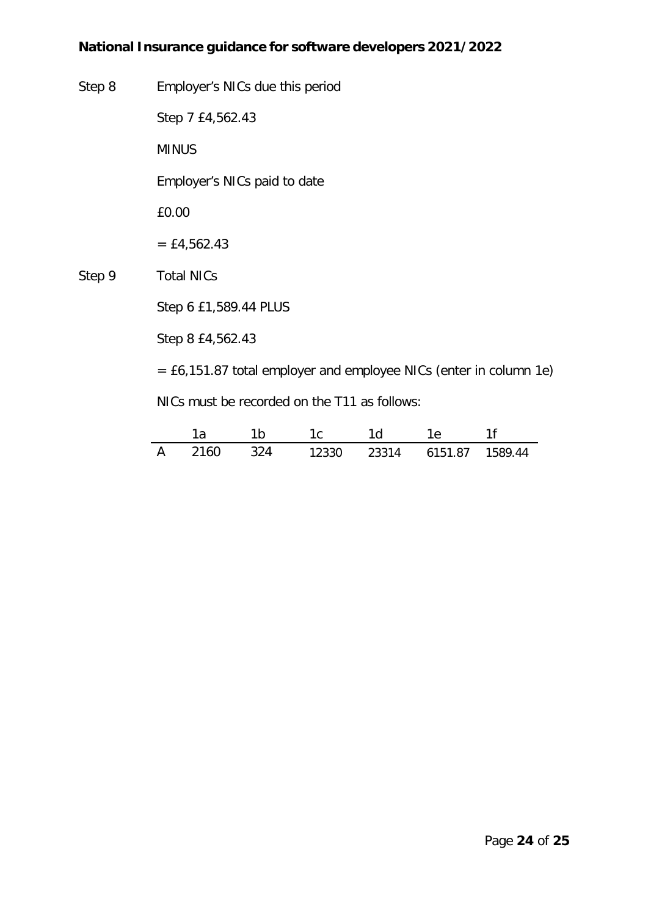Step 8 Employer's NICs due this period

Step 7 £4,562.43

MINUS

Employer's NICs paid to date

£0.00

= £4,562.43

Step 9 Total NICs

Step 6 £1,589.44 PLUS

Step 8 £4,562.43

= £6,151.87 total employer and employee NICs (enter in column 1e)

NICs must be recorded on the T11 as follows:

| | 1a | 1b | 1c | 1d | 1e | 1f |
|---|---|---|---|---|---|---|
| A | 2160 | 324 | 12330 | 23314 | 6151.87 | 1589.44 |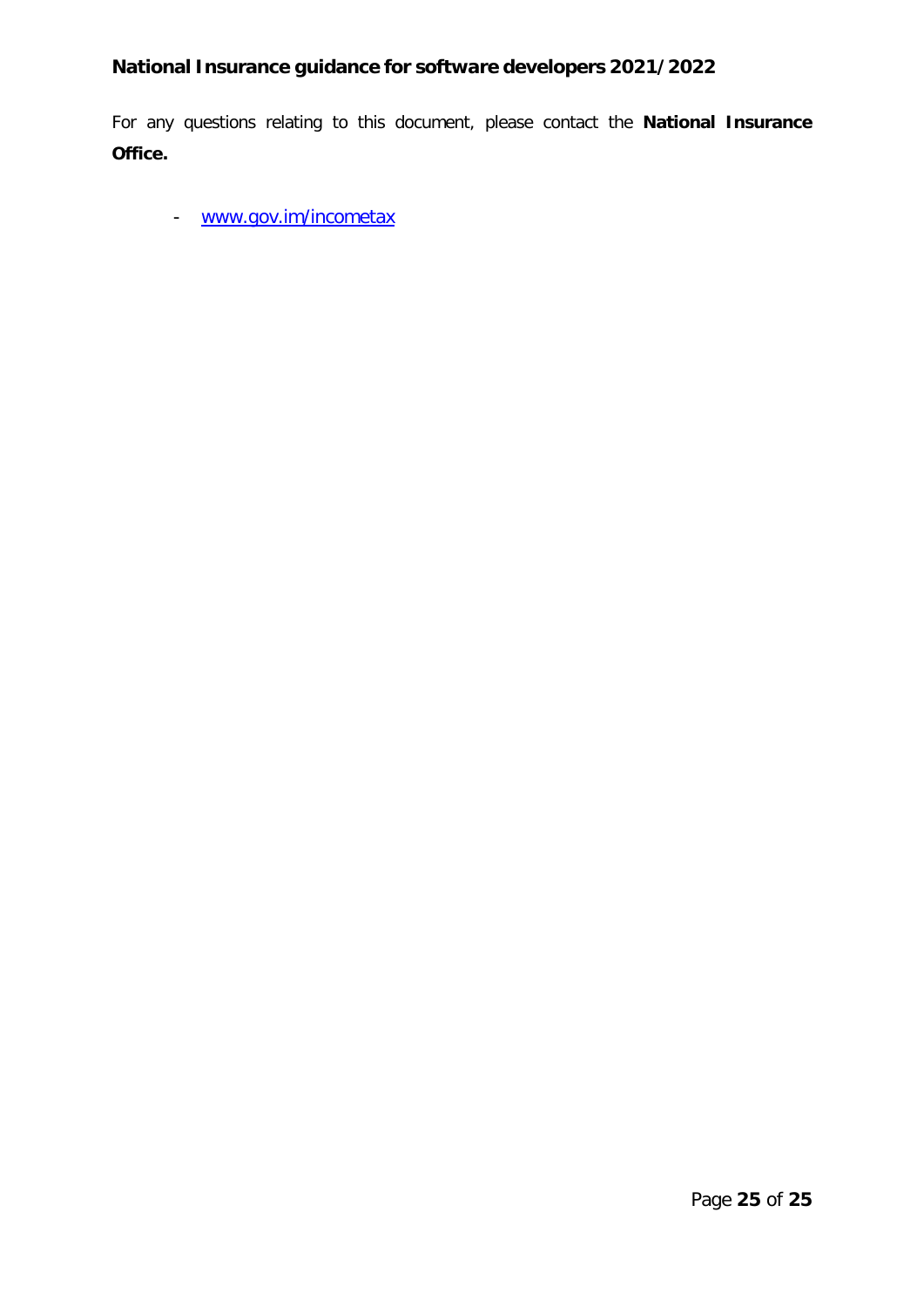For any questions relating to this document, please contact the **National Insurance Office.**

- www.gov.im/incometax